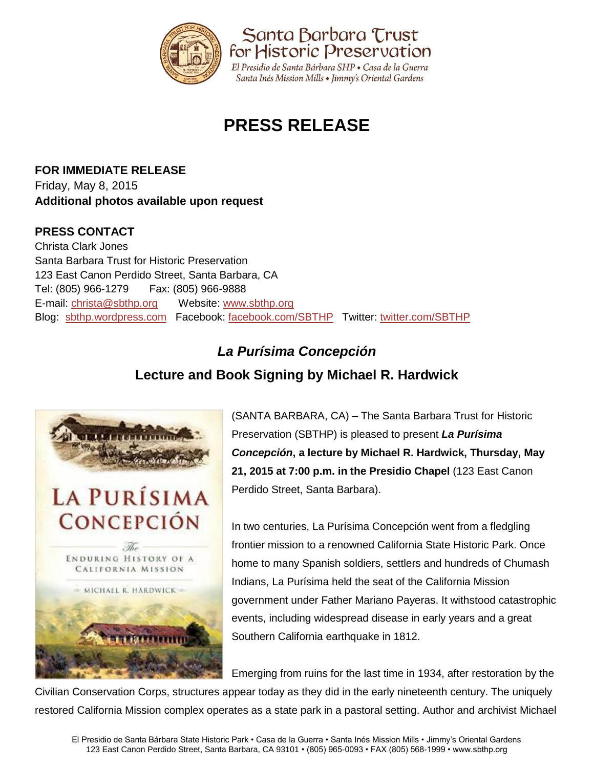Santa Barbara Trust for Historic Preservation

El Presidio de Santa Bárbara SHP • Casa de la Guerra
Santa Inés Mission Mills • Jimmy's Oriental Gardens

# PRESS RELEASE

**FOR IMMEDIATE RELEASE**
Friday, May 8, 2015
**Additional photos available upon request**

**PRESS CONTACT**
Christa Clark Jones
Santa Barbara Trust for Historic Preservation
123 East Canon Perdido Street, Santa Barbara, CA
Tel: (805) 966-1279    Fax: (805) 966-9888
E-mail: christa@sbthp.org    Website: www.sbthp.org
Blog: sbthp.wordpress.com   Facebook: facebook.com/SBTHP   Twitter: twitter.com/SBTHP

## *La Purísima Concepción*

## Lecture and Book Signing by Michael R. Hardwick

(SANTA BARBARA, CA) – The Santa Barbara Trust for Historic Preservation (SBTHP) is pleased to present ***La Purísima Concepción*, a lecture by Michael R. Hardwick, Thursday, May 21, 2015 at 7:00 p.m. in the Presidio Chapel** (123 East Canon Perdido Street, Santa Barbara).

In two centuries, La Purísima Concepción went from a fledgling frontier mission to a renowned California State Historic Park. Once home to many Spanish soldiers, settlers and hundreds of Chumash Indians, La Purísima held the seat of the California Mission government under Father Mariano Payeras. It withstood catastrophic events, including widespread disease in early years and a great Southern California earthquake in 1812.

Emerging from ruins for the last time in 1934, after restoration by the Civilian Conservation Corps, structures appear today as they did in the early nineteenth century. The uniquely restored California Mission complex operates as a state park in a pastoral setting. Author and archivist Michael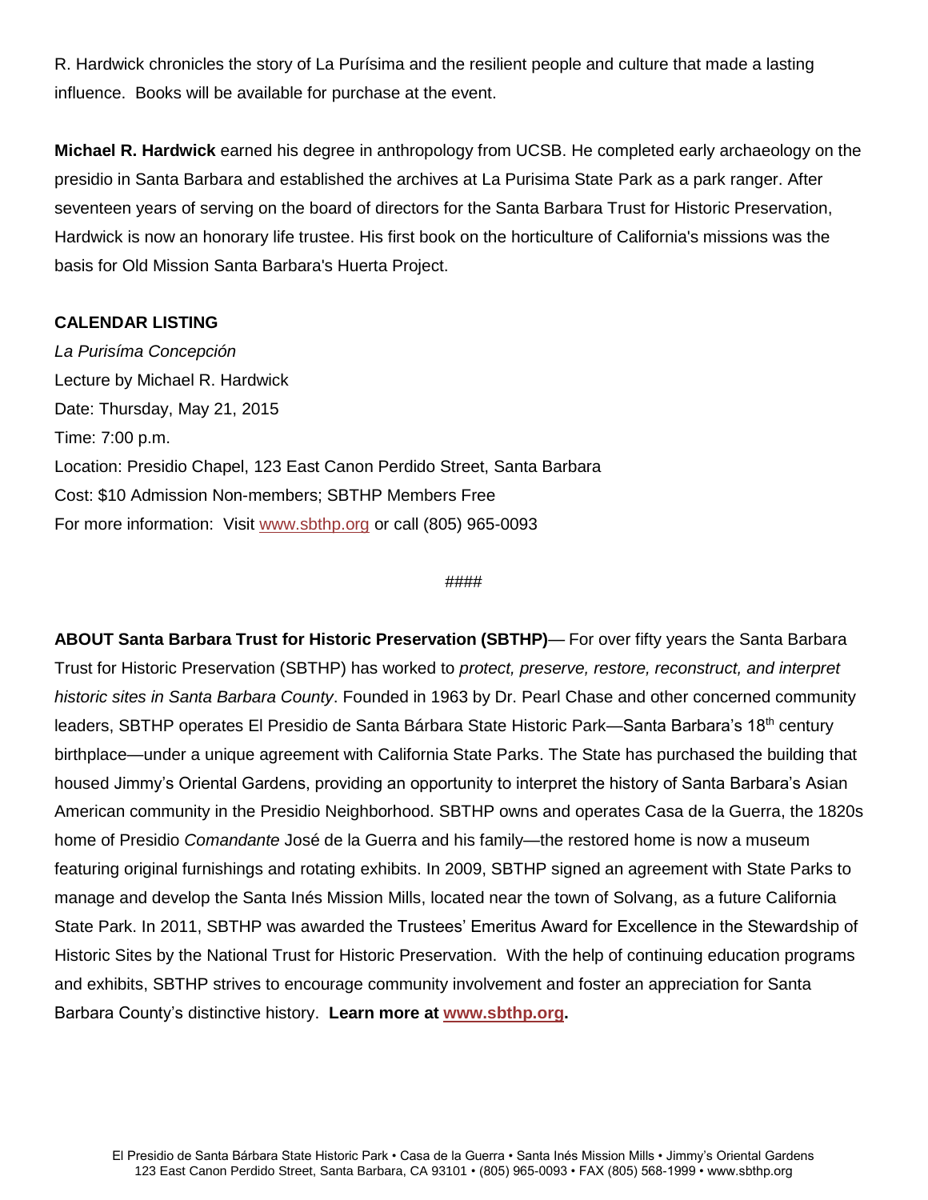R. Hardwick chronicles the story of La Purísima and the resilient people and culture that made a lasting influence. Books will be available for purchase at the event.

**Michael R. Hardwick** earned his degree in anthropology from UCSB. He completed early archaeology on the presidio in Santa Barbara and established the archives at La Purisima State Park as a park ranger. After seventeen years of serving on the board of directors for the Santa Barbara Trust for Historic Preservation, Hardwick is now an honorary life trustee. His first book on the horticulture of California's missions was the basis for Old Mission Santa Barbara's Huerta Project.

**CALENDAR LISTING**

*La Purisíma Concepción*
Lecture by Michael R. Hardwick
Date: Thursday, May 21, 2015
Time: 7:00 p.m.
Location: Presidio Chapel, 123 East Canon Perdido Street, Santa Barbara
Cost: $10 Admission Non-members; SBTHP Members Free
For more information: Visit www.sbthp.org or call (805) 965-0093

####

**ABOUT Santa Barbara Trust for Historic Preservation (SBTHP)**— For over fifty years the Santa Barbara Trust for Historic Preservation (SBTHP) has worked to *protect, preserve, restore, reconstruct, and interpret historic sites in Santa Barbara County*. Founded in 1963 by Dr. Pearl Chase and other concerned community leaders, SBTHP operates El Presidio de Santa Bárbara State Historic Park—Santa Barbara's 18th century birthplace—under a unique agreement with California State Parks. The State has purchased the building that housed Jimmy's Oriental Gardens, providing an opportunity to interpret the history of Santa Barbara's Asian American community in the Presidio Neighborhood. SBTHP owns and operates Casa de la Guerra, the 1820s home of Presidio *Comandante* José de la Guerra and his family—the restored home is now a museum featuring original furnishings and rotating exhibits. In 2009, SBTHP signed an agreement with State Parks to manage and develop the Santa Inés Mission Mills, located near the town of Solvang, as a future California State Park. In 2011, SBTHP was awarded the Trustees' Emeritus Award for Excellence in the Stewardship of Historic Sites by the National Trust for Historic Preservation. With the help of continuing education programs and exhibits, SBTHP strives to encourage community involvement and foster an appreciation for Santa Barbara County's distinctive history. **Learn more at www.sbthp.org.**